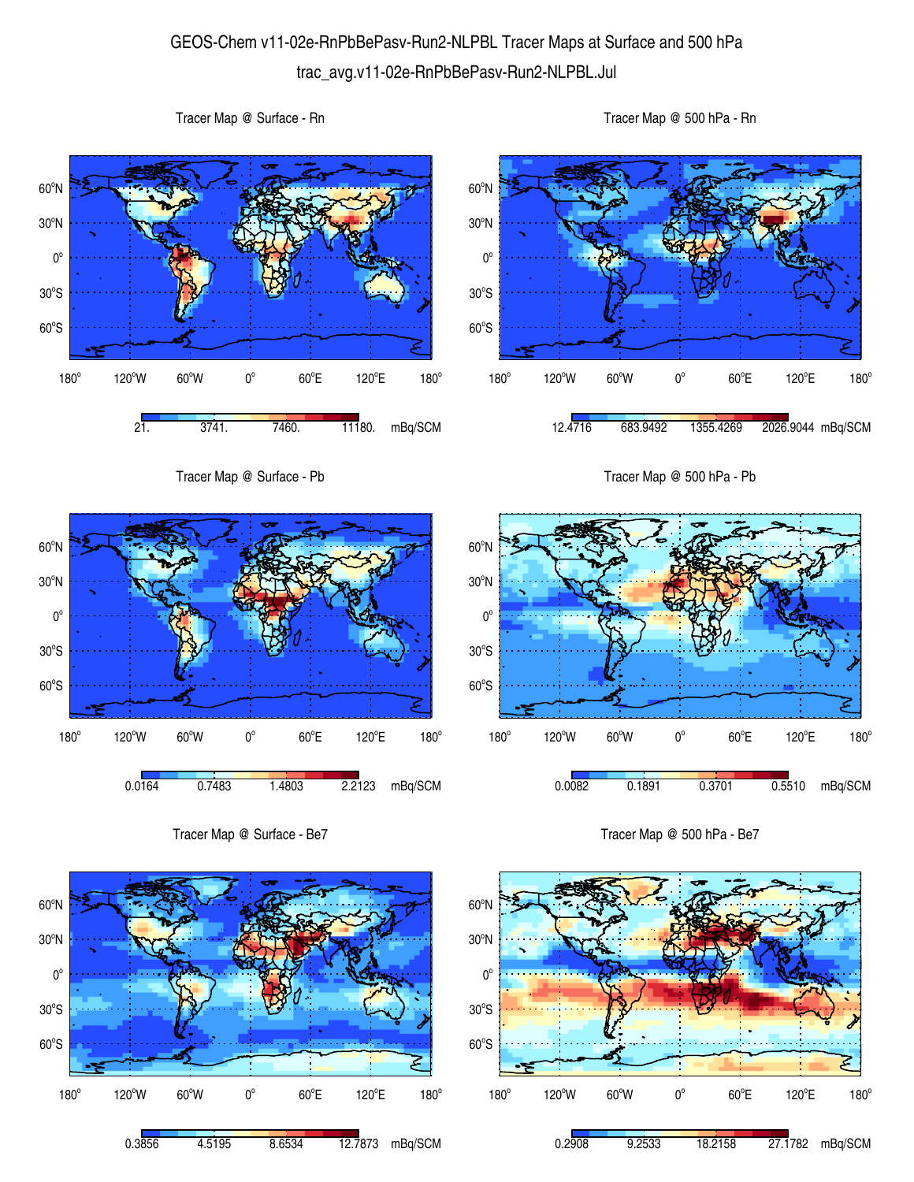# GEOS-Chem v11-02e-RnPbBePasv-Run2-NLPBL Tracer Maps at Surface and 500 hPa

## trac_avg.v11-02e-RnPbBePasv-Run2-NLPBL.Jul

### Tracer Map @ Surface - Rn

Colorbar: 21. | 3741. | 7460. | 11180. mBq/SCM

### Tracer Map @ 500 hPa - Rn

Colorbar: 12.4716 | 683.9492 | 1355.4269 | 2026.9044 mBq/SCM

### Tracer Map @ Surface - Pb

Colorbar: 0.0164 | 0.7483 | 1.4803 | 2.2123 mBq/SCM

### Tracer Map @ 500 hPa - Pb

Colorbar: 0.0082 | 0.1891 | 0.3701 | 0.5510 mBq/SCM

### Tracer Map @ Surface - Be7

Colorbar: 0.3856 | 4.5195 | 8.6534 | 12.7873 mBq/SCM

### Tracer Map @ 500 hPa - Be7

Colorbar: 0.2908 | 9.2533 | 18.2158 | 27.1782 mBq/SCM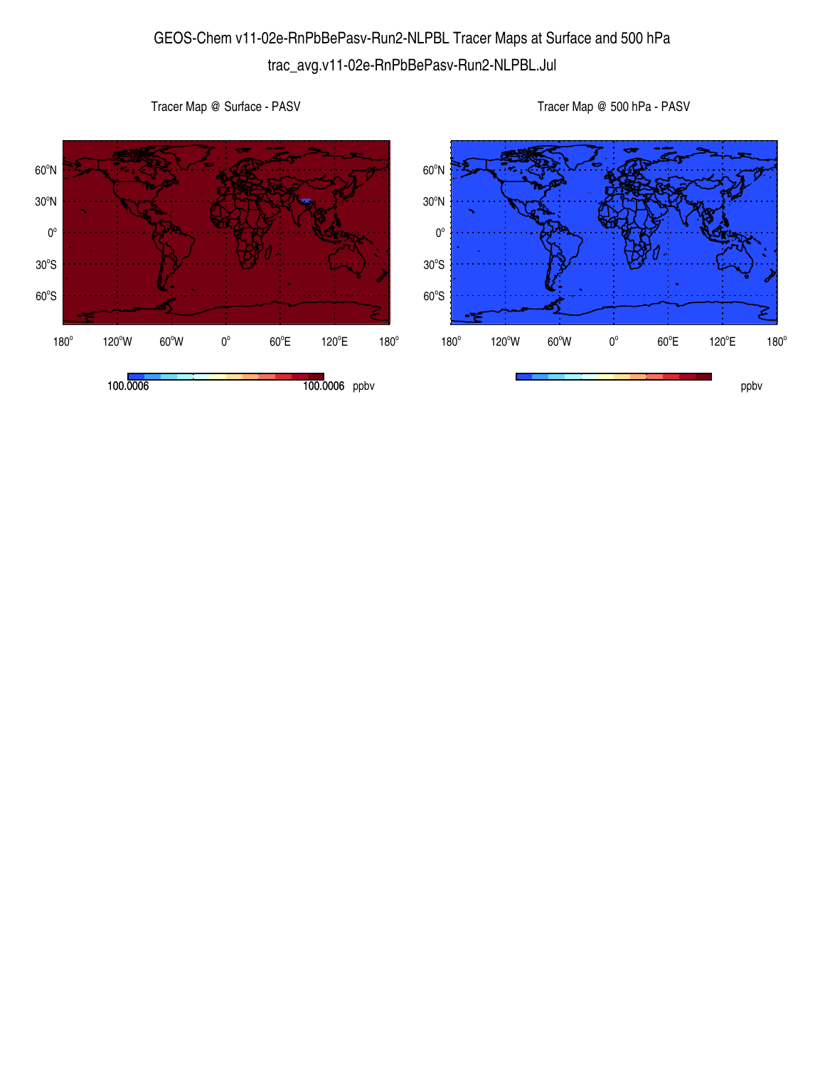GEOS-Chem v11-02e-RnPbBePasv-Run2-NLPBL Tracer Maps at Surface and 500 hPa

trac_avg.v11-02e-RnPbBePasv-Run2-NLPBL.Jul

Tracer Map @ Surface - PASV

60°N
30°N
0°
30°S
60°S

180° 120°W 60°W 0° 60°E 120°E 180°

100.0006 100.0006 ppbv

Tracer Map @ 500 hPa - PASV

60°N
30°N
0°
30°S
60°S

180° 120°W 60°W 0° 60°E 120°E 180°

ppbv